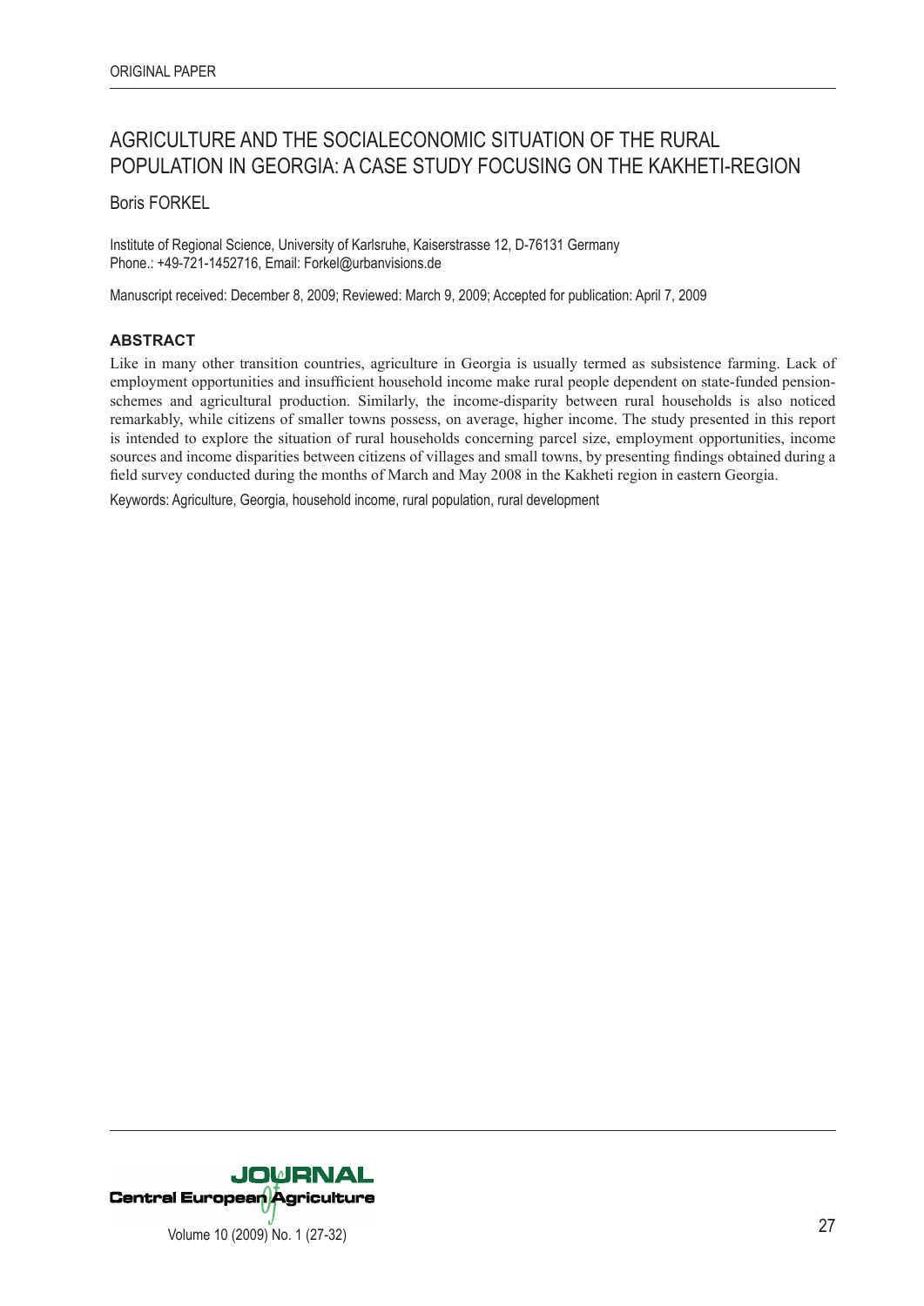ORIGINAL PAPER

# AGRICULTURE AND THE SOCIALECONOMIC SITUATION OF THE RURAL POPULATION IN GEORGIA: A CASE STUDY FOCUSING ON THE KAKHETI-REGION

Boris FORKEL

Institute of Regional Science, University of Karlsruhe, Kaiserstrasse 12, D-76131 Germany
Phone.: +49-721-1452716, Email: Forkel@urbanvisions.de

Manuscript received: December 8, 2009; Reviewed: March 9, 2009; Accepted for publication: April 7, 2009

## ABSTRACT

Like in many other transition countries, agriculture in Georgia is usually termed as subsistence farming. Lack of employment opportunities and insufficient household income make rural people dependent on state-funded pension-schemes and agricultural production. Similarly, the income-disparity between rural households is also noticed remarkably, while citizens of smaller towns possess, on average, higher income. The study presented in this report is intended to explore the situation of rural households concerning parcel size, employment opportunities, income sources and income disparities between citizens of villages and small towns, by presenting findings obtained during a field survey conducted during the months of March and May 2008 in the Kakheti region in eastern Georgia.

Keywords: Agriculture, Georgia, household income, rural population, rural development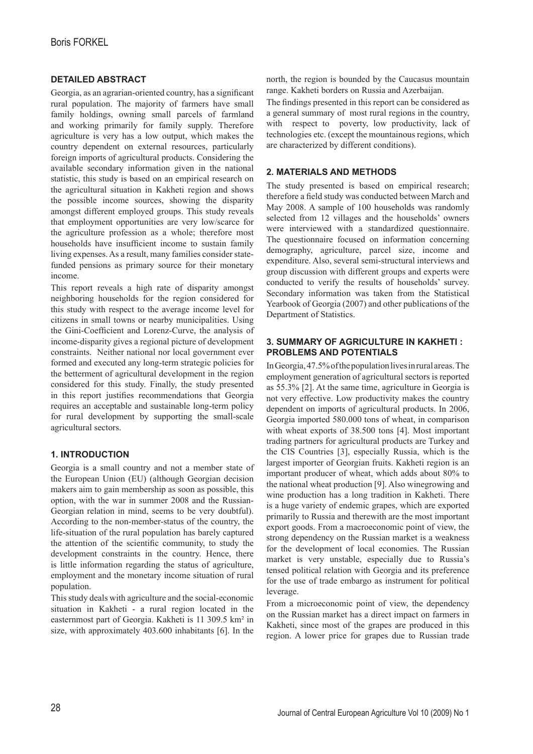## DETAILED ABSTRACT

Georgia, as an agrarian-oriented country, has a significant rural population. The majority of farmers have small family holdings, owning small parcels of farmland and working primarily for family supply. Therefore agriculture is very has a low output, which makes the country dependent on external resources, particularly foreign imports of agricultural products. Considering the available secondary information given in the national statistic, this study is based on an empirical research on the agricultural situation in Kakheti region and shows the possible income sources, showing the disparity amongst different employed groups. This study reveals that employment opportunities are very low/scarce for the agriculture profession as a whole; therefore most households have insufficient income to sustain family living expenses. As a result, many families consider state-funded pensions as primary source for their monetary income.

This report reveals a high rate of disparity amongst neighboring households for the region considered for this study with respect to the average income level for citizens in small towns or nearby municipalities. Using the Gini-Coefficient and Lorenz-Curve, the analysis of income-disparity gives a regional picture of development constraints. Neither national nor local government ever formed and executed any long-term strategic policies for the betterment of agricultural development in the region considered for this study. Finally, the study presented in this report justifies recommendations that Georgia requires an acceptable and sustainable long-term policy for rural development by supporting the small-scale agricultural sectors.

## 1. INTRODUCTION

Georgia is a small country and not a member state of the European Union (EU) (although Georgian decision makers aim to gain membership as soon as possible, this option, with the war in summer 2008 and the Russian-Georgian relation in mind, seems to be very doubtful). According to the non-member-status of the country, the life-situation of the rural population has barely captured the attention of the scientific community, to study the development constraints in the country. Hence, there is little information regarding the status of agriculture, employment and the monetary income situation of rural population.

This study deals with agriculture and the social-economic situation in Kakheti - a rural region located in the easternmost part of Georgia. Kakheti is 11 309.5 km² in size, with approximately 403.600 inhabitants [6]. In the north, the region is bounded by the Caucasus mountain range. Kakheti borders on Russia and Azerbaijan.

The findings presented in this report can be considered as a general summary of most rural regions in the country, with respect to poverty, low productivity, lack of technologies etc. (except the mountainous regions, which are characterized by different conditions).

## 2. MATERIALS AND METHODS

The study presented is based on empirical research; therefore a field study was conducted between March and May 2008. A sample of 100 households was randomly selected from 12 villages and the households' owners were interviewed with a standardized questionnaire. The questionnaire focused on information concerning demography, agriculture, parcel size, income and expenditure. Also, several semi-structural interviews and group discussion with different groups and experts were conducted to verify the results of households' survey. Secondary information was taken from the Statistical Yearbook of Georgia (2007) and other publications of the Department of Statistics.

## 3. SUMMARY OF AGRICULTURE IN KAKHETI : PROBLEMS AND POTENTIALS

In Georgia, 47.5% of the population lives in rural areas. The employment generation of agricultural sectors is reported as 55.3% [2]. At the same time, agriculture in Georgia is not very effective. Low productivity makes the country dependent on imports of agricultural products. In 2006, Georgia imported 580.000 tons of wheat, in comparison with wheat exports of 38.500 tons [4]. Most important trading partners for agricultural products are Turkey and the CIS Countries [3], especially Russia, which is the largest importer of Georgian fruits. Kakheti region is an important producer of wheat, which adds about 80% to the national wheat production [9]. Also winegrowing and wine production has a long tradition in Kakheti. There is a huge variety of endemic grapes, which are exported primarily to Russia and therewith are the most important export goods. From a macroeconomic point of view, the strong dependency on the Russian market is a weakness for the development of local economies. The Russian market is very unstable, especially due to Russia's tensed political relation with Georgia and its preference for the use of trade embargo as instrument for political leverage.

From a microeconomic point of view, the dependency on the Russian market has a direct impact on farmers in Kakheti, since most of the grapes are produced in this region. A lower price for grapes due to Russian trade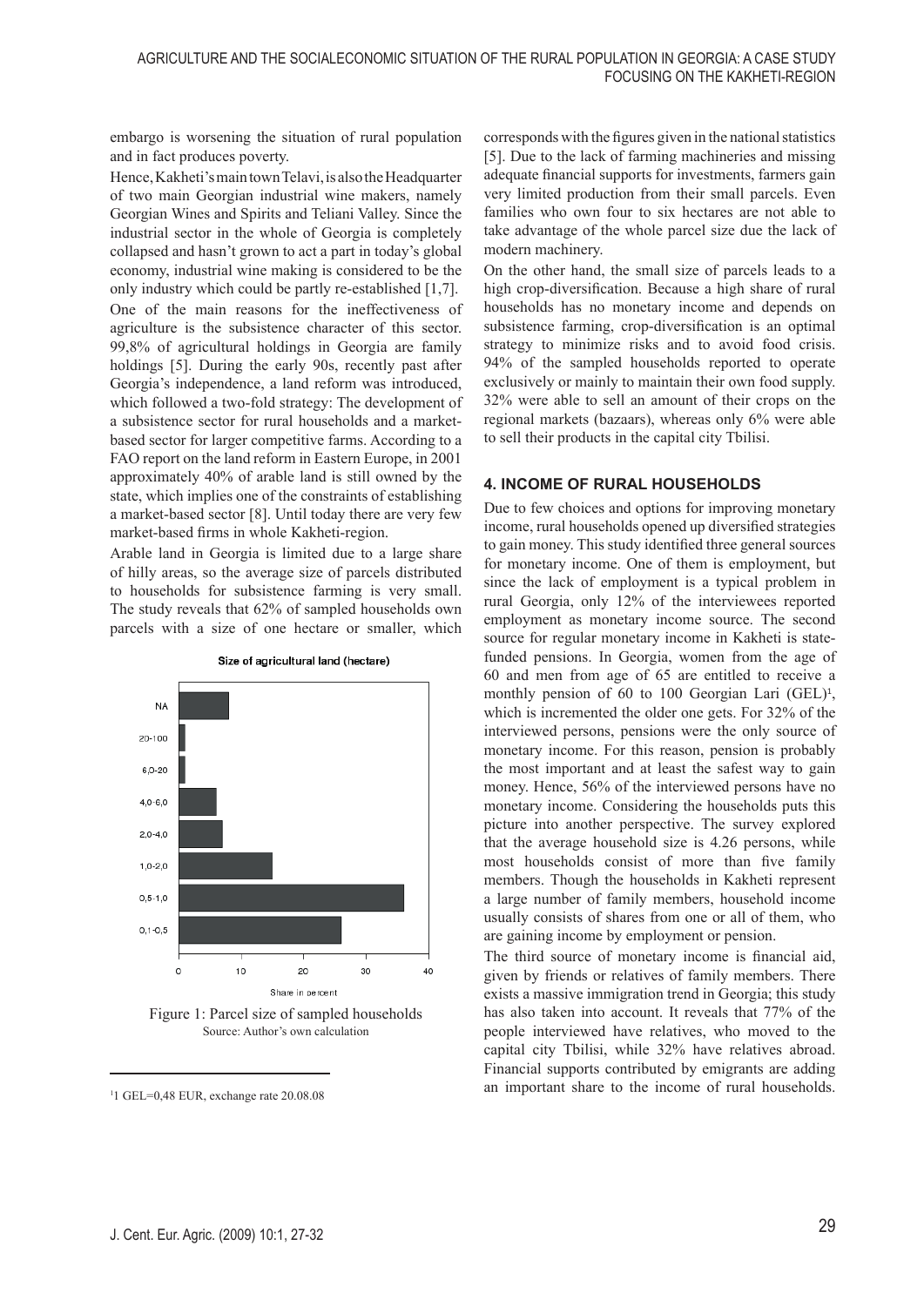embargo is worsening the situation of rural population and in fact produces poverty.

Hence, Kakheti's main town Telavi, is also the Headquarter of two main Georgian industrial wine makers, namely Georgian Wines and Spirits and Teliani Valley. Since the industrial sector in the whole of Georgia is completely collapsed and hasn't grown to act a part in today's global economy, industrial wine making is considered to be the only industry which could be partly re-established [1,7].

One of the main reasons for the ineffectiveness of agriculture is the subsistence character of this sector. 99,8% of agricultural holdings in Georgia are family holdings [5]. During the early 90s, recently past after Georgia's independence, a land reform was introduced, which followed a two-fold strategy: The development of a subsistence sector for rural households and a market-based sector for larger competitive farms. According to a FAO report on the land reform in Eastern Europe, in 2001 approximately 40% of arable land is still owned by the state, which implies one of the constraints of establishing a market-based sector [8]. Until today there are very few market-based firms in whole Kakheti-region.

Arable land in Georgia is limited due to a large share of hilly areas, so the average size of parcels distributed to households for subsistence farming is very small. The study reveals that 62% of sampled households own parcels with a size of one hectare or smaller, which

Size of agricultural land (hectare)

NA
20-100
6,0-20
4,0-6,0
2,0-4,0
1,0-2,0
0,5-1,0
0,1-0,5

0 10 20 30 40

Share in percent

Figure 1: Parcel size of sampled households
Source: Author's own calculation

corresponds with the figures given in the national statistics [5]. Due to the lack of farming machineries and missing adequate financial supports for investments, farmers gain very limited production from their small parcels. Even families who own four to six hectares are not able to take advantage of the whole parcel size due the lack of modern machinery.

On the other hand, the small size of parcels leads to a high crop-diversification. Because a high share of rural households has no monetary income and depends on subsistence farming, crop-diversification is an optimal strategy to minimize risks and to avoid food crisis. 94% of the sampled households reported to operate exclusively or mainly to maintain their own food supply. 32% were able to sell an amount of their crops on the regional markets (bazaars), whereas only 6% were able to sell their products in the capital city Tbilisi.

## 4. INCOME OF RURAL HOUSEHOLDS

Due to few choices and options for improving monetary income, rural households opened up diversified strategies to gain money. This study identified three general sources for monetary income. One of them is employment, but since the lack of employment is a typical problem in rural Georgia, only 12% of the interviewees reported employment as monetary income source. The second source for regular monetary income in Kakheti is state-funded pensions. In Georgia, women from the age of 60 and men from age of 65 are entitled to receive a monthly pension of 60 to 100 Georgian Lari (GEL)[1], which is incremented the older one gets. For 32% of the interviewed persons, pensions were the only source of monetary income. For this reason, pension is probably the most important and at least the safest way to gain money. Hence, 56% of the interviewed persons have no monetary income. Considering the households puts this picture into another perspective. The survey explored that the average household size is 4.26 persons, while most households consist of more than five family members. Though the households in Kakheti represent a large number of family members, household income usually consists of shares from one or all of them, who are gaining income by employment or pension.

The third source of monetary income is financial aid, given by friends or relatives of family members. There exists a massive immigration trend in Georgia; this study has also taken into account. It reveals that 77% of the people interviewed have relatives, who moved to the capital city Tbilisi, while 32% have relatives abroad. Financial supports contributed by emigrants are adding an important share to the income of rural households.

[1] 1 GEL=0,48 EUR, exchange rate 20.08.08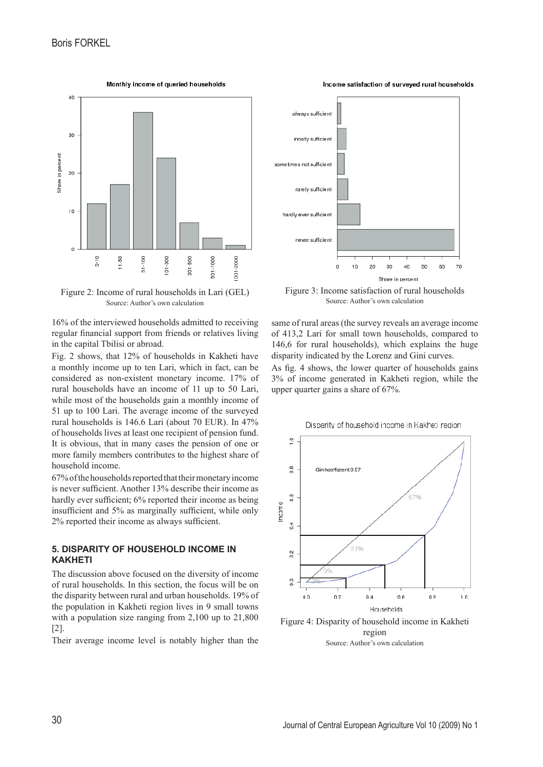Monthly income of queried households

Share in percent

40

30

20

10

0

0-10

11-50

51-100

101-300

301-500

501-1000

1001-2000

Figure 2: Income of rural households in Lari (GEL)
Source: Author's own calculation

Income satisfaction of surveyed rural households

always sufficient

mostly sufficient

sometimes not sufficient

rarely sufficient

hardly ever sufficient

never sufficient

0 10 20 30 40 50 60 70

Share in percent

Figure 3: Income satisfaction of rural households
Source: Author's own calculation

16% of the interviewed households admitted to receiving regular financial support from friends or relatives living in the capital Tbilisi or abroad.

Fig. 2 shows, that 12% of households in Kakheti have a monthly income up to ten Lari, which in fact, can be considered as non-existent monetary income. 17% of rural households have an income of 11 up to 50 Lari, while most of the households gain a monthly income of 51 up to 100 Lari. The average income of the surveyed rural households is 146.6 Lari (about 70 EUR). In 47% of households lives at least one recipient of pension fund. It is obvious, that in many cases the pension of one or more family members contributes to the highest share of household income.

67% of the households reported that their monetary income is never sufficient. Another 13% describe their income as hardly ever sufficient; 6% reported their income as being insufficient and 5% as marginally sufficient, while only 2% reported their income as always sufficient.

## 5. DISPARITY OF HOUSEHOLD INCOME IN KAKHETI

The discussion above focused on the diversity of income of rural households. In this section, the focus will be on the disparity between rural and urban households. 19% of the population in Kakheti region lives in 9 small towns with a population size ranging from 2,100 up to 21,800 [2].

Their average income level is notably higher than the same of rural areas (the survey reveals an average income of 413,2 Lari for small town households, compared to 146,6 for rural households), which explains the huge disparity indicated by the Lorenz and Gini curves.

As fig. 4 shows, the lower quarter of households gains 3% of income generated in Kakheti region, while the upper quarter gains a share of 67%.

Disparity of household income in Kakheti region

Ginikoeffizient:0.57

Income

1.0

0.8

0.6

0.4

0.2

0.0

67%

21%

9%

3%

0.0 0.2 0.4 0.6 0.8 1.0

Households

Figure 4: Disparity of household income in Kakheti region
Source: Author's own calculation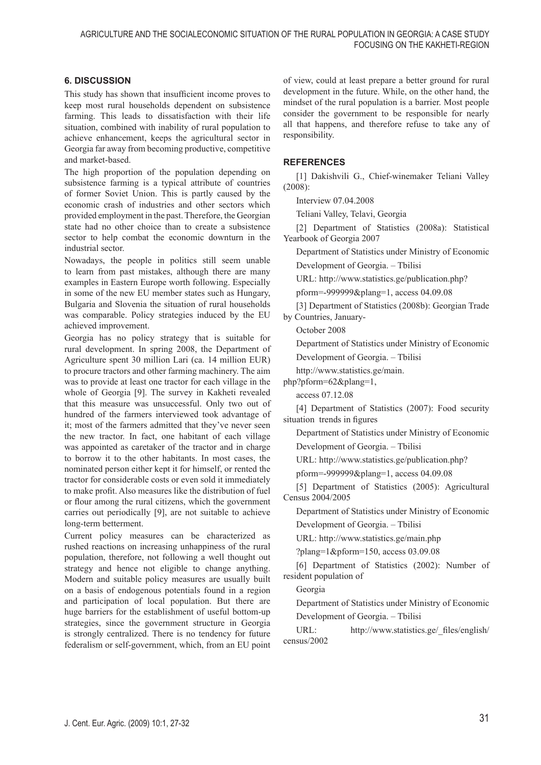## 6. DISCUSSION

This study has shown that insufficient income proves to keep most rural households dependent on subsistence farming. This leads to dissatisfaction with their life situation, combined with inability of rural population to achieve enhancement, keeps the agricultural sector in Georgia far away from becoming productive, competitive and market-based.

The high proportion of the population depending on subsistence farming is a typical attribute of countries of former Soviet Union. This is partly caused by the economic crash of industries and other sectors which provided employment in the past. Therefore, the Georgian state had no other choice than to create a subsistence sector to help combat the economic downturn in the industrial sector.

Nowadays, the people in politics still seem unable to learn from past mistakes, although there are many examples in Eastern Europe worth following. Especially in some of the new EU member states such as Hungary, Bulgaria and Slovenia the situation of rural households was comparable. Policy strategies induced by the EU achieved improvement.

Georgia has no policy strategy that is suitable for rural development. In spring 2008, the Department of Agriculture spent 30 million Lari (ca. 14 million EUR) to procure tractors and other farming machinery. The aim was to provide at least one tractor for each village in the whole of Georgia [9]. The survey in Kakheti revealed that this measure was unsuccessful. Only two out of hundred of the farmers interviewed took advantage of it; most of the farmers admitted that they've never seen the new tractor. In fact, one habitant of each village was appointed as caretaker of the tractor and in charge to borrow it to the other habitants. In most cases, the nominated person either kept it for himself, or rented the tractor for considerable costs or even sold it immediately to make profit. Also measures like the distribution of fuel or flour among the rural citizens, which the government carries out periodically [9], are not suitable to achieve long-term betterment.

Current policy measures can be characterized as rushed reactions on increasing unhappiness of the rural population, therefore, not following a well thought out strategy and hence not eligible to change anything. Modern and suitable policy measures are usually built on a basis of endogenous potentials found in a region and participation of local population. But there are huge barriers for the establishment of useful bottom-up strategies, since the government structure in Georgia is strongly centralized. There is no tendency for future federalism or self-government, which, from an EU point of view, could at least prepare a better ground for rural development in the future. While, on the other hand, the mindset of the rural population is a barrier. Most people consider the government to be responsible for nearly all that happens, and therefore refuse to take any of responsibility.

## REFERENCES

[1] Dakishvili G., Chief-winemaker Teliani Valley (2008):

Interview 07.04.2008

Teliani Valley, Telavi, Georgia

[2] Department of Statistics (2008a): Statistical Yearbook of Georgia 2007

Department of Statistics under Ministry of Economic

Development of Georgia. – Tbilisi

URL: http://www.statistics.ge/publication.php?

pform=-999999&plang=1, access 04.09.08

[3] Department of Statistics (2008b): Georgian Trade by Countries, January-

October 2008

Department of Statistics under Ministry of Economic

Development of Georgia. – Tbilisi

http://www.statistics.ge/main.php?pform=62&plang=1,

access 07.12.08

[4] Department of Statistics (2007): Food security situation trends in figures

Department of Statistics under Ministry of Economic

Development of Georgia. – Tbilisi

URL: http://www.statistics.ge/publication.php?

pform=-999999&plang=1, access 04.09.08

[5] Department of Statistics (2005): Agricultural Census 2004/2005

Department of Statistics under Ministry of Economic

Development of Georgia. – Tbilisi

URL: http://www.statistics.ge/main.php

?plang=1&pform=150, access 03.09.08

[6] Department of Statistics (2002): Number of resident population of

Georgia

Department of Statistics under Ministry of Economic

Development of Georgia. – Tbilisi

URL: http://www.statistics.ge/_files/english/census/2002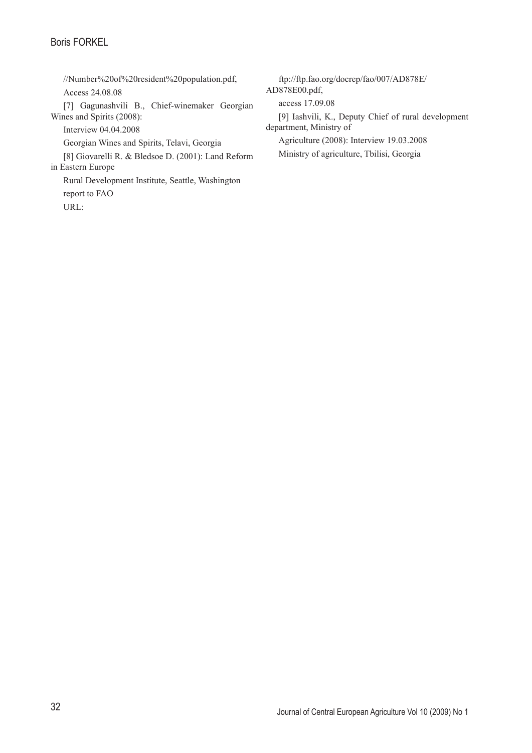//Number%20of%20resident%20population.pdf,

Access 24.08.08

[7] Gagunashvili B., Chief-winemaker Georgian Wines and Spirits (2008):

Interview 04.04.2008

Georgian Wines and Spirits, Telavi, Georgia

[8] Giovarelli R. & Bledsoe D. (2001): Land Reform in Eastern Europe

Rural Development Institute, Seattle, Washington

report to FAO

URL:

ftp://ftp.fao.org/docrep/fao/007/AD878E/AD878E00.pdf,

access 17.09.08

[9] Iashvili, K., Deputy Chief of rural development department, Ministry of

Agriculture (2008): Interview 19.03.2008

Ministry of agriculture, Tbilisi, Georgia